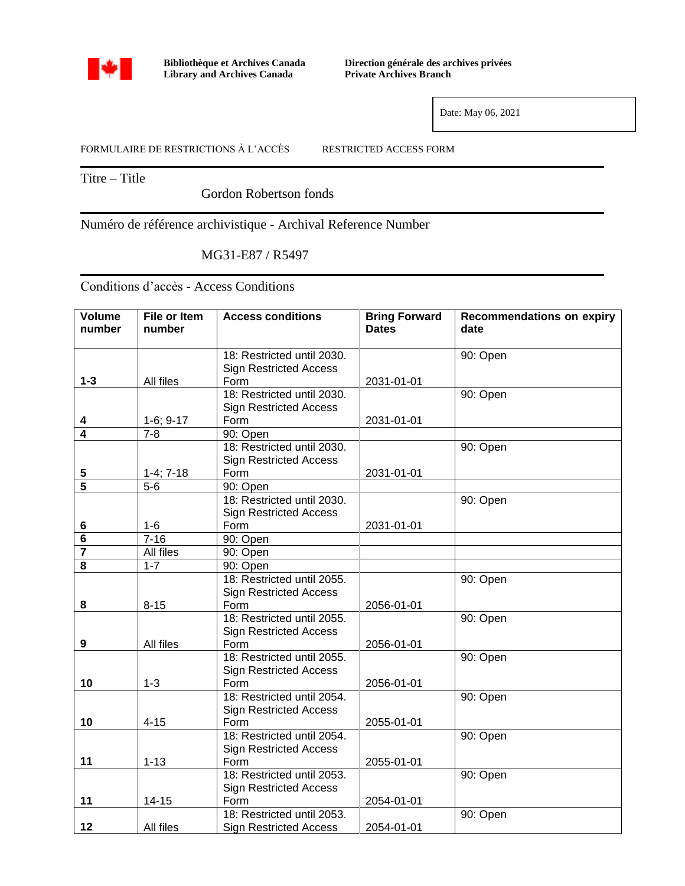Bibliothèque et Archives Canada
Library and Archives Canada

Direction générale des archives privées
Private Archives Branch

Date: May 06, 2021

FORMULAIRE DE RESTRICTIONS À L'ACCÈS RESTRICTED ACCESS FORM

Titre – Title

Gordon Robertson fonds

Numéro de référence archivistique - Archival Reference Number

MG31-E87 / R5497

Conditions d'accès - Access Conditions

| Volume number | File or Item number | Access conditions | Bring Forward Dates | Recommendations on expiry date |
|---|---|---|---|---|
| 1-3 | All files | 18: Restricted until 2030. Sign Restricted Access Form | 2031-01-01 | 90: Open |
| 4 | 1-6; 9-17 | 18: Restricted until 2030. Sign Restricted Access Form | 2031-01-01 | 90: Open |
| 4 | 7-8 | 90: Open | | |
| 5 | 1-4; 7-18 | 18: Restricted until 2030. Sign Restricted Access Form | 2031-01-01 | 90: Open |
| 5 | 5-6 | 90: Open | | |
| 6 | 1-6 | 18: Restricted until 2030. Sign Restricted Access Form | 2031-01-01 | 90: Open |
| 6 | 7-16 | 90: Open | | |
| 7 | All files | 90: Open | | |
| 8 | 1-7 | 90: Open | | |
| 8 | 8-15 | 18: Restricted until 2055. Sign Restricted Access Form | 2056-01-01 | 90: Open |
| 9 | All files | 18: Restricted until 2055. Sign Restricted Access Form | 2056-01-01 | 90: Open |
| 10 | 1-3 | 18: Restricted until 2055. Sign Restricted Access Form | 2056-01-01 | 90: Open |
| 10 | 4-15 | 18: Restricted until 2054. Sign Restricted Access Form | 2055-01-01 | 90: Open |
| 11 | 1-13 | 18: Restricted until 2054. Sign Restricted Access Form | 2055-01-01 | 90: Open |
| 11 | 14-15 | 18: Restricted until 2053. Sign Restricted Access Form | 2054-01-01 | 90: Open |
| 12 | All files | 18: Restricted until 2053. Sign Restricted Access | 2054-01-01 | 90: Open |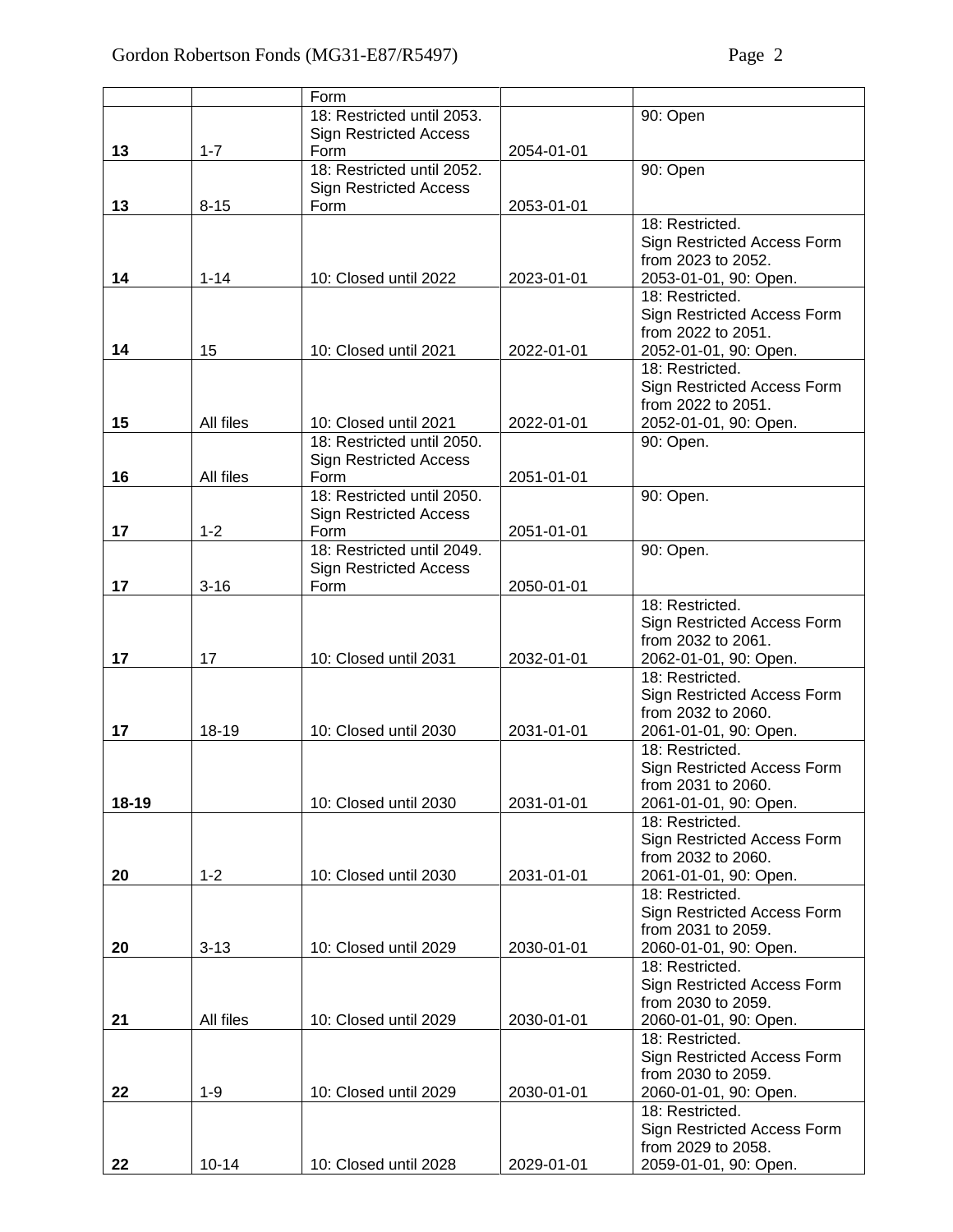| | | Form | | |
|---|---|---|---|---|
| **13** | 1-7 | 18: Restricted until 2053. Sign Restricted Access Form | 2054-01-01 | 90: Open |
| **13** | 8-15 | 18: Restricted until 2052. Sign Restricted Access Form | 2053-01-01 | 90: Open |
| **14** | 1-14 | 10: Closed until 2022 | 2023-01-01 | 18: Restricted. Sign Restricted Access Form from 2023 to 2052. 2053-01-01, 90: Open. |
| **14** | 15 | 10: Closed until 2021 | 2022-01-01 | 18: Restricted. Sign Restricted Access Form from 2022 to 2051. 2052-01-01, 90: Open. |
| **15** | All files | 10: Closed until 2021 | 2022-01-01 | 18: Restricted. Sign Restricted Access Form from 2022 to 2051. 2052-01-01, 90: Open. |
| **16** | All files | 18: Restricted until 2050. Sign Restricted Access Form | 2051-01-01 | 90: Open. |
| **17** | 1-2 | 18: Restricted until 2050. Sign Restricted Access Form | 2051-01-01 | 90: Open. |
| **17** | 3-16 | 18: Restricted until 2049. Sign Restricted Access Form | 2050-01-01 | 90: Open. |
| **17** | 17 | 10: Closed until 2031 | 2032-01-01 | 18: Restricted. Sign Restricted Access Form from 2032 to 2061. 2062-01-01, 90: Open. |
| **17** | 18-19 | 10: Closed until 2030 | 2031-01-01 | 18: Restricted. Sign Restricted Access Form from 2032 to 2060. 2061-01-01, 90: Open. |
| **18-19** | | 10: Closed until 2030 | 2031-01-01 | 18: Restricted. Sign Restricted Access Form from 2031 to 2060. 2061-01-01, 90: Open. |
| **20** | 1-2 | 10: Closed until 2030 | 2031-01-01 | 18: Restricted. Sign Restricted Access Form from 2032 to 2060. 2061-01-01, 90: Open. |
| **20** | 3-13 | 10: Closed until 2029 | 2030-01-01 | 18: Restricted. Sign Restricted Access Form from 2031 to 2059. 2060-01-01, 90: Open. |
| **21** | All files | 10: Closed until 2029 | 2030-01-01 | 18: Restricted. Sign Restricted Access Form from 2030 to 2059. 2060-01-01, 90: Open. |
| **22** | 1-9 | 10: Closed until 2029 | 2030-01-01 | 18: Restricted. Sign Restricted Access Form from 2030 to 2059. 2060-01-01, 90: Open. |
| **22** | 10-14 | 10: Closed until 2028 | 2029-01-01 | 18: Restricted. Sign Restricted Access Form from 2029 to 2058. 2059-01-01, 90: Open. |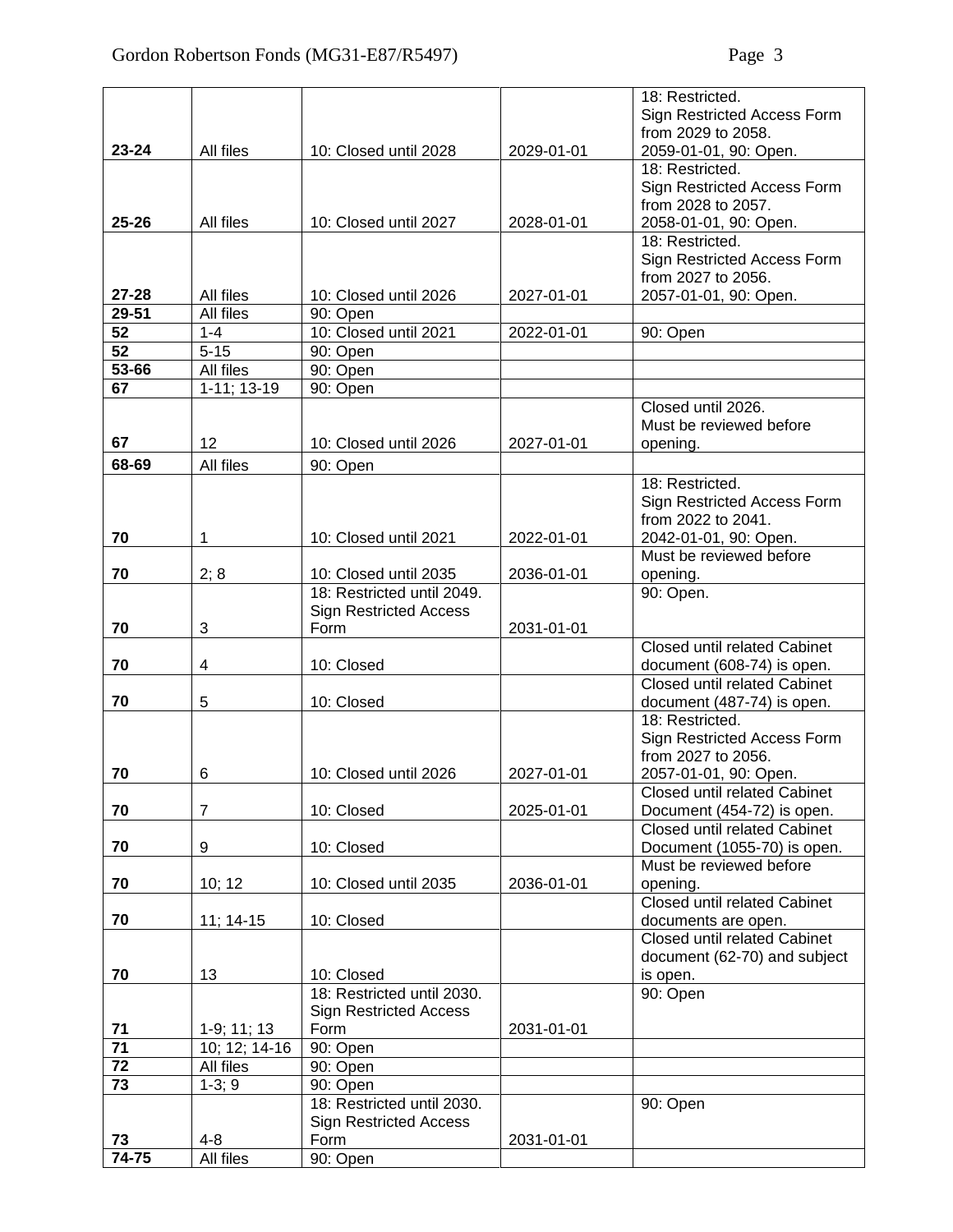| | | | | |
|---|---|---|---|---|
| **23-24** | All files | 10: Closed until 2028 | 2029-01-01 | 18: Restricted. Sign Restricted Access Form from 2029 to 2058. 2059-01-01, 90: Open. |
| **25-26** | All files | 10: Closed until 2027 | 2028-01-01 | 18: Restricted. Sign Restricted Access Form from 2028 to 2057. 2058-01-01, 90: Open. |
| **27-28** | All files | 10: Closed until 2026 | 2027-01-01 | 18: Restricted. Sign Restricted Access Form from 2027 to 2056. 2057-01-01, 90: Open. |
| **29-51** | All files | 90: Open | | |
| **52** | 1-4 | 10: Closed until 2021 | 2022-01-01 | 90: Open |
| **52** | 5-15 | 90: Open | | |
| **53-66** | All files | 90: Open | | |
| **67** | 1-11; 13-19 | 90: Open | | |
| **67** | 12 | 10: Closed until 2026 | 2027-01-01 | Closed until 2026. Must be reviewed before opening. |
| **68-69** | All files | 90: Open | | |
| **70** | 1 | 10: Closed until 2021 | 2022-01-01 | 18: Restricted. Sign Restricted Access Form from 2022 to 2041. 2042-01-01, 90: Open. |
| **70** | 2; 8 | 10: Closed until 2035 | 2036-01-01 | Must be reviewed before opening. |
| **70** | 3 | 18: Restricted until 2049. Sign Restricted Access Form | 2031-01-01 | 90: Open. |
| **70** | 4 | 10: Closed | | Closed until related Cabinet document (608-74) is open. |
| **70** | 5 | 10: Closed | | Closed until related Cabinet document (487-74) is open. |
| **70** | 6 | 10: Closed until 2026 | 2027-01-01 | 18: Restricted. Sign Restricted Access Form from 2027 to 2056. 2057-01-01, 90: Open. |
| **70** | 7 | 10: Closed | 2025-01-01 | Closed until related Cabinet Document (454-72) is open. |
| **70** | 9 | 10: Closed | | Closed until related Cabinet Document (1055-70) is open. |
| **70** | 10; 12 | 10: Closed until 2035 | 2036-01-01 | Must be reviewed before opening. |
| **70** | 11; 14-15 | 10: Closed | | Closed until related Cabinet documents are open. |
| **70** | 13 | 10: Closed | | Closed until related Cabinet document (62-70) and subject is open. |
| **71** | 1-9; 11; 13 | 18: Restricted until 2030. Sign Restricted Access Form | 2031-01-01 | 90: Open |
| **71** | 10; 12; 14-16 | 90: Open | | |
| **72** | All files | 90: Open | | |
| **73** | 1-3; 9 | 90: Open | | |
| **73** | 4-8 | 18: Restricted until 2030. Sign Restricted Access Form | 2031-01-01 | 90: Open |
| **74-75** | All files | 90: Open | | |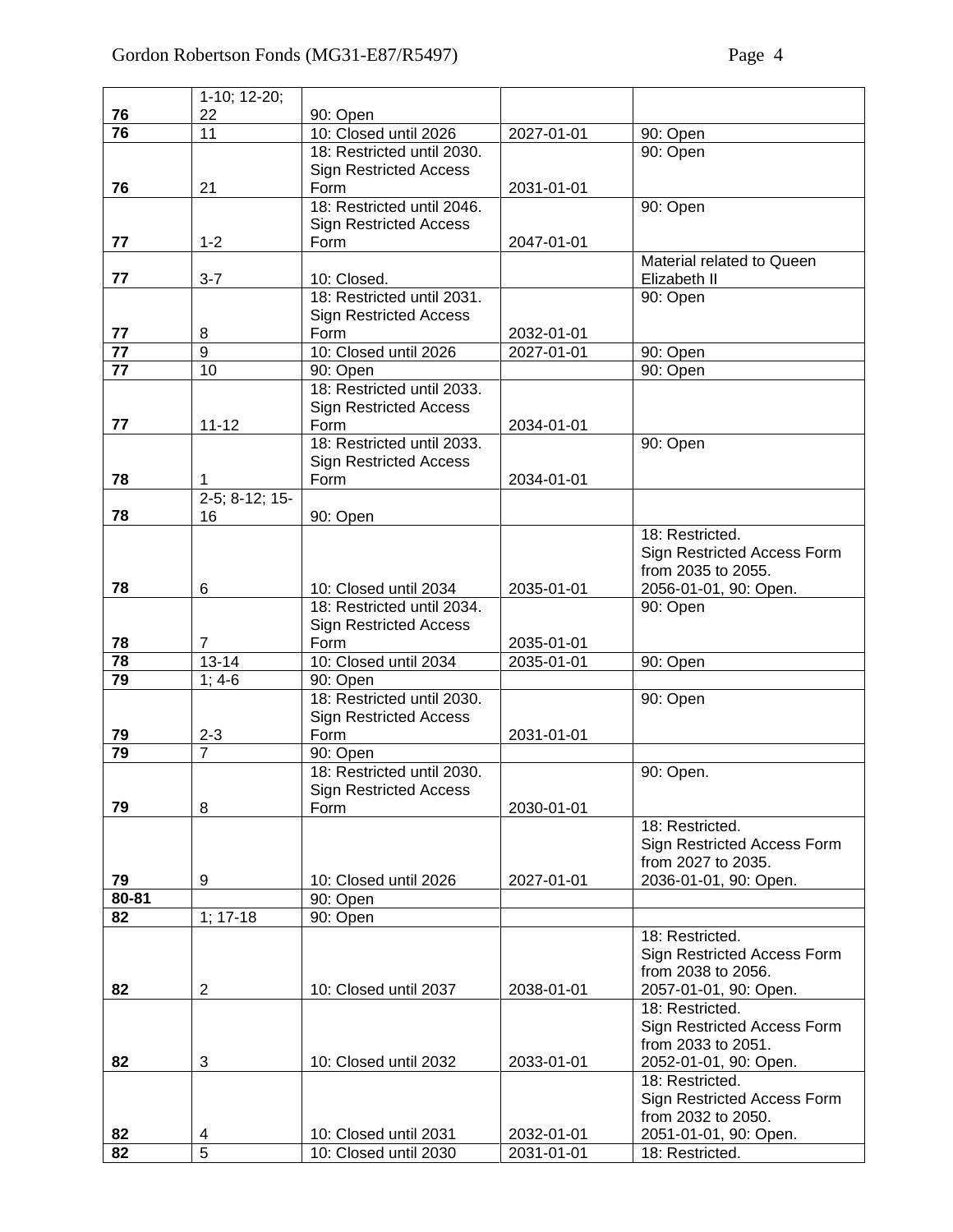| | | | | |
|---|---|---|---|---|
| **76** | 1-10; 12-20; 22 | 90: Open | | |
| **76** | 11 | 10: Closed until 2026 | 2027-01-01 | 90: Open |
| **76** | 21 | 18: Restricted until 2030. Sign Restricted Access Form | 2031-01-01 | 90: Open |
| **77** | 1-2 | 18: Restricted until 2046. Sign Restricted Access Form | 2047-01-01 | 90: Open |
| **77** | 3-7 | 10: Closed. | | Material related to Queen Elizabeth II |
| **77** | 8 | 18: Restricted until 2031. Sign Restricted Access Form | 2032-01-01 | 90: Open |
| **77** | 9 | 10: Closed until 2026 | 2027-01-01 | 90: Open |
| **77** | 10 | 90: Open | | 90: Open |
| **77** | 11-12 | 18: Restricted until 2033. Sign Restricted Access Form | 2034-01-01 | |
| **78** | 1 | 18: Restricted until 2033. Sign Restricted Access Form | 2034-01-01 | 90: Open |
| **78** | 2-5; 8-12; 15-16 | 90: Open | | |
| **78** | 6 | 10: Closed until 2034 | 2035-01-01 | 18: Restricted. Sign Restricted Access Form from 2035 to 2055. 2056-01-01, 90: Open. |
| **78** | 7 | 18: Restricted until 2034. Sign Restricted Access Form | 2035-01-01 | 90: Open |
| **78** | 13-14 | 10: Closed until 2034 | 2035-01-01 | 90: Open |
| **79** | 1; 4-6 | 90: Open | | |
| **79** | 2-3 | 18: Restricted until 2030. Sign Restricted Access Form | 2031-01-01 | 90: Open |
| **79** | 7 | 90: Open | | |
| **79** | 8 | 18: Restricted until 2030. Sign Restricted Access Form | 2030-01-01 | 90: Open. |
| **79** | 9 | 10: Closed until 2026 | 2027-01-01 | 18: Restricted. Sign Restricted Access Form from 2027 to 2035. 2036-01-01, 90: Open. |
| **80-81** | | 90: Open | | |
| **82** | 1; 17-18 | 90: Open | | |
| **82** | 2 | 10: Closed until 2037 | 2038-01-01 | 18: Restricted. Sign Restricted Access Form from 2038 to 2056. 2057-01-01, 90: Open. |
| **82** | 3 | 10: Closed until 2032 | 2033-01-01 | 18: Restricted. Sign Restricted Access Form from 2033 to 2051. 2052-01-01, 90: Open. |
| **82** | 4 | 10: Closed until 2031 | 2032-01-01 | 18: Restricted. Sign Restricted Access Form from 2032 to 2050. 2051-01-01, 90: Open. |
| **82** | 5 | 10: Closed until 2030 | 2031-01-01 | 18: Restricted. |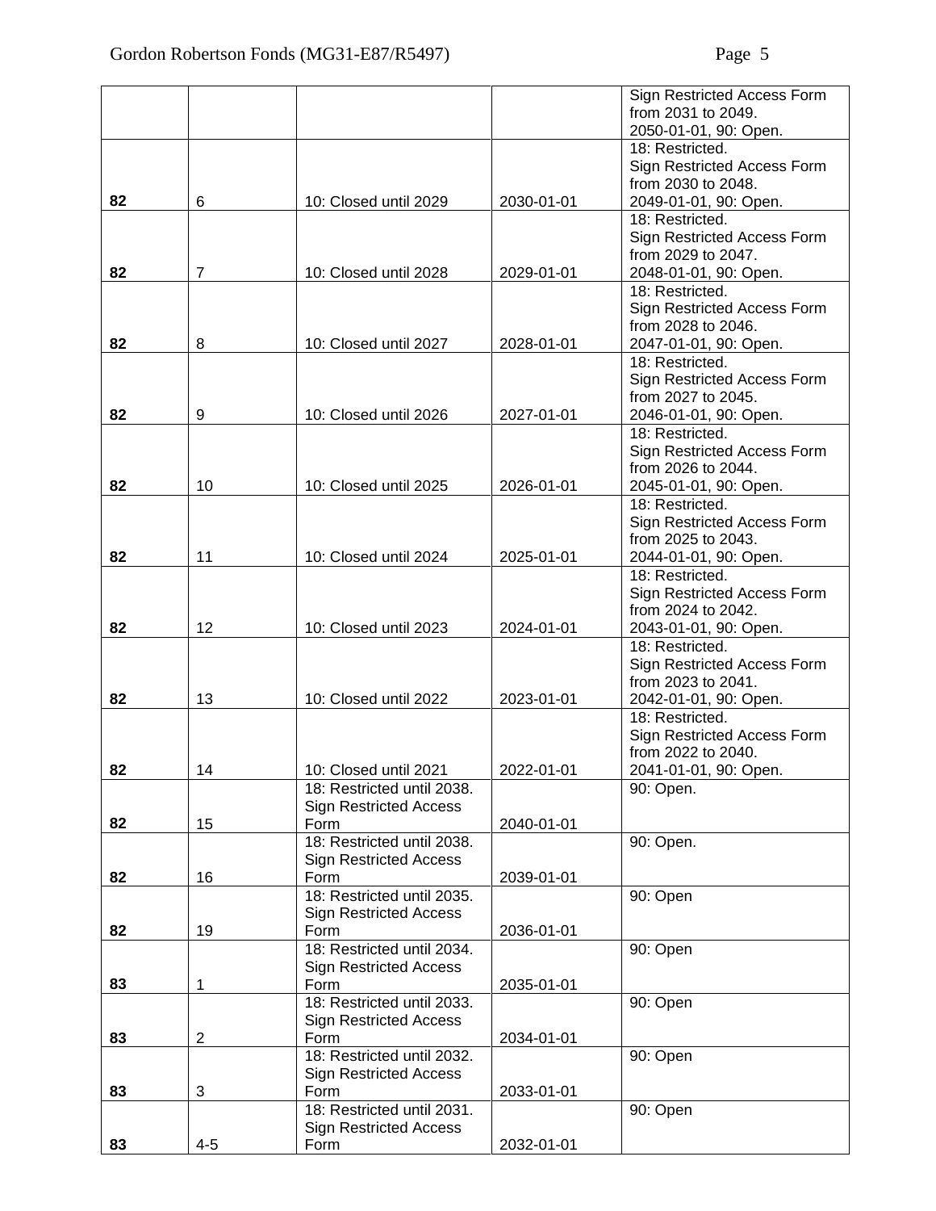| | | | | |
|---|---|---|---|---|
| | | | | Sign Restricted Access Form from 2031 to 2049. 2050-01-01, 90: Open. |
| **82** | 6 | 10: Closed until 2029 | 2030-01-01 | 18: Restricted. Sign Restricted Access Form from 2030 to 2048. 2049-01-01, 90: Open. |
| **82** | 7 | 10: Closed until 2028 | 2029-01-01 | 18: Restricted. Sign Restricted Access Form from 2029 to 2047. 2048-01-01, 90: Open. |
| **82** | 8 | 10: Closed until 2027 | 2028-01-01 | 18: Restricted. Sign Restricted Access Form from 2028 to 2046. 2047-01-01, 90: Open. |
| **82** | 9 | 10: Closed until 2026 | 2027-01-01 | 18: Restricted. Sign Restricted Access Form from 2027 to 2045. 2046-01-01, 90: Open. |
| **82** | 10 | 10: Closed until 2025 | 2026-01-01 | 18: Restricted. Sign Restricted Access Form from 2026 to 2044. 2045-01-01, 90: Open. |
| **82** | 11 | 10: Closed until 2024 | 2025-01-01 | 18: Restricted. Sign Restricted Access Form from 2025 to 2043. 2044-01-01, 90: Open. |
| **82** | 12 | 10: Closed until 2023 | 2024-01-01 | 18: Restricted. Sign Restricted Access Form from 2024 to 2042. 2043-01-01, 90: Open. |
| **82** | 13 | 10: Closed until 2022 | 2023-01-01 | 18: Restricted. Sign Restricted Access Form from 2023 to 2041. 2042-01-01, 90: Open. |
| **82** | 14 | 10: Closed until 2021 | 2022-01-01 | 18: Restricted. Sign Restricted Access Form from 2022 to 2040. 2041-01-01, 90: Open. |
| **82** | 15 | 18: Restricted until 2038. Sign Restricted Access Form | 2040-01-01 | 90: Open. |
| **82** | 16 | 18: Restricted until 2038. Sign Restricted Access Form | 2039-01-01 | 90: Open. |
| **82** | 19 | 18: Restricted until 2035. Sign Restricted Access Form | 2036-01-01 | 90: Open |
| **83** | 1 | 18: Restricted until 2034. Sign Restricted Access Form | 2035-01-01 | 90: Open |
| **83** | 2 | 18: Restricted until 2033. Sign Restricted Access Form | 2034-01-01 | 90: Open |
| **83** | 3 | 18: Restricted until 2032. Sign Restricted Access Form | 2033-01-01 | 90: Open |
| **83** | 4-5 | 18: Restricted until 2031. Sign Restricted Access Form | 2032-01-01 | 90: Open |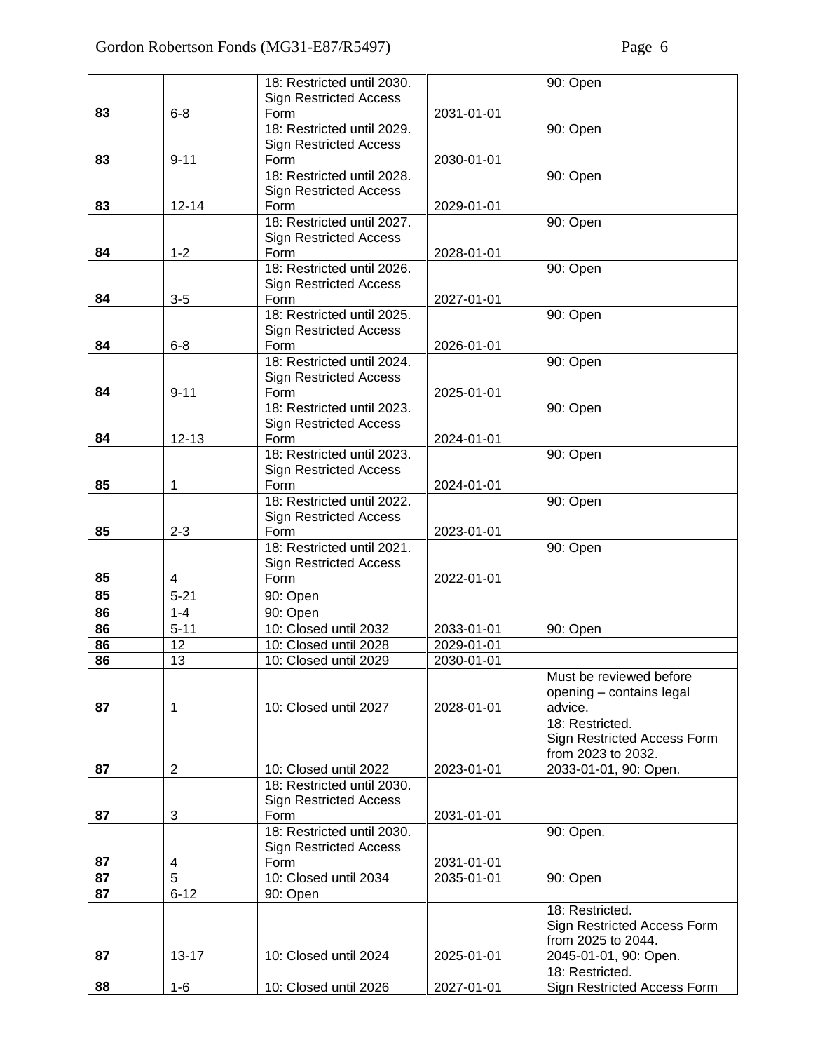| | | | | |
|---|---|---|---|---|
| **83** | 6-8 | 18: Restricted until 2030. Sign Restricted Access Form | 2031-01-01 | 90: Open |
| **83** | 9-11 | 18: Restricted until 2029. Sign Restricted Access Form | 2030-01-01 | 90: Open |
| **83** | 12-14 | 18: Restricted until 2028. Sign Restricted Access Form | 2029-01-01 | 90: Open |
| **84** | 1-2 | 18: Restricted until 2027. Sign Restricted Access Form | 2028-01-01 | 90: Open |
| **84** | 3-5 | 18: Restricted until 2026. Sign Restricted Access Form | 2027-01-01 | 90: Open |
| **84** | 6-8 | 18: Restricted until 2025. Sign Restricted Access Form | 2026-01-01 | 90: Open |
| **84** | 9-11 | 18: Restricted until 2024. Sign Restricted Access Form | 2025-01-01 | 90: Open |
| **84** | 12-13 | 18: Restricted until 2023. Sign Restricted Access Form | 2024-01-01 | 90: Open |
| **85** | 1 | 18: Restricted until 2023. Sign Restricted Access Form | 2024-01-01 | 90: Open |
| **85** | 2-3 | 18: Restricted until 2022. Sign Restricted Access Form | 2023-01-01 | 90: Open |
| **85** | 4 | 18: Restricted until 2021. Sign Restricted Access Form | 2022-01-01 | 90: Open |
| **85** | 5-21 | 90: Open | | |
| **86** | 1-4 | 90: Open | | |
| **86** | 5-11 | 10: Closed until 2032 | 2033-01-01 | 90: Open |
| **86** | 12 | 10: Closed until 2028 | 2029-01-01 | |
| **86** | 13 | 10: Closed until 2029 | 2030-01-01 | |
| **87** | 1 | 10: Closed until 2027 | 2028-01-01 | Must be reviewed before opening – contains legal advice. |
| **87** | 2 | 10: Closed until 2022 | 2023-01-01 | 18: Restricted. Sign Restricted Access Form from 2023 to 2032. 2033-01-01, 90: Open. |
| **87** | 3 | 18: Restricted until 2030. Sign Restricted Access Form | 2031-01-01 | |
| **87** | 4 | 18: Restricted until 2030. Sign Restricted Access Form | 2031-01-01 | 90: Open. |
| **87** | 5 | 10: Closed until 2034 | 2035-01-01 | 90: Open |
| **87** | 6-12 | 90: Open | | |
| **87** | 13-17 | 10: Closed until 2024 | 2025-01-01 | 18: Restricted. Sign Restricted Access Form from 2025 to 2044. 2045-01-01, 90: Open. |
| **88** | 1-6 | 10: Closed until 2026 | 2027-01-01 | 18: Restricted. Sign Restricted Access Form |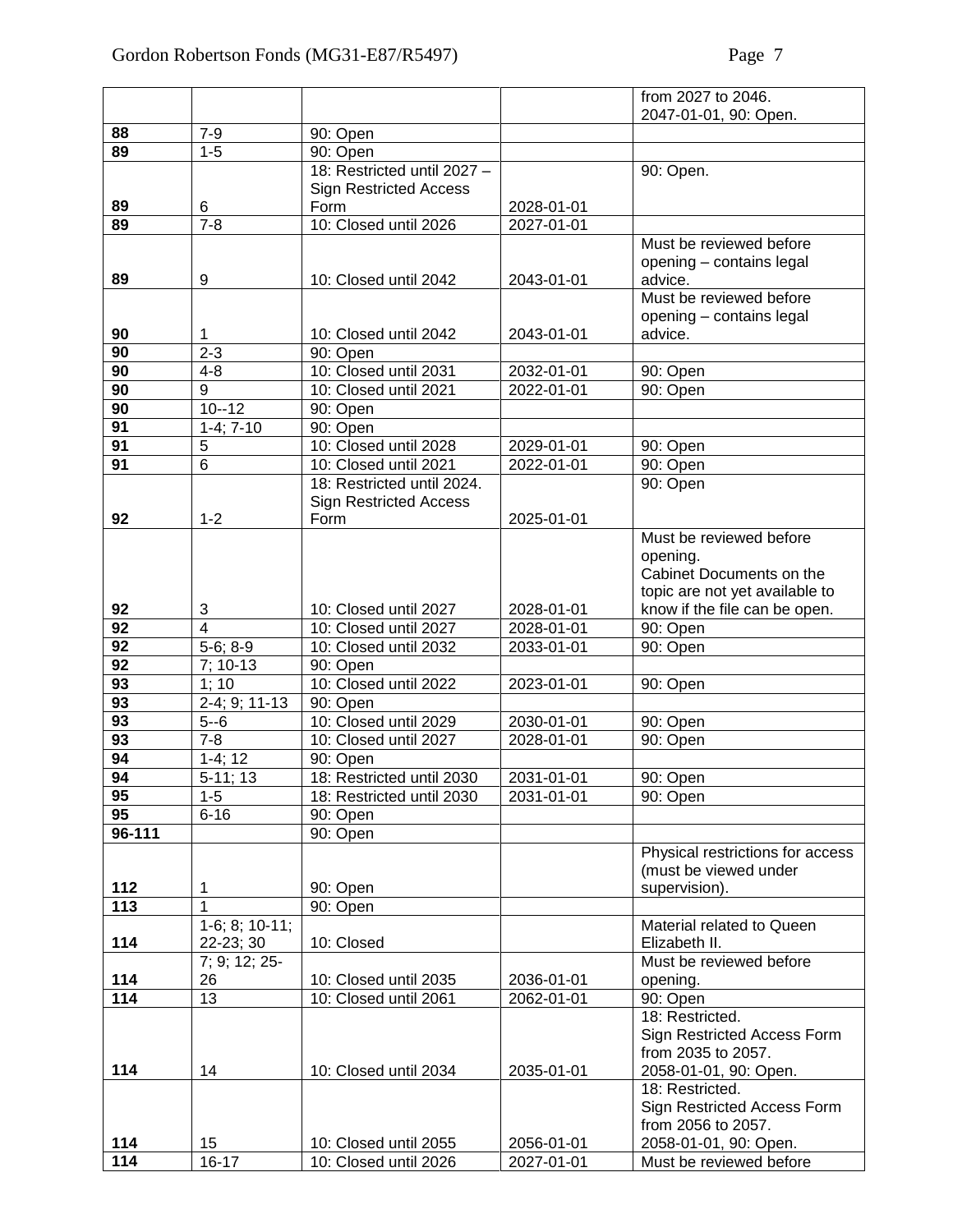| | | | | from 2027 to 2046.<br>2047-01-01, 90: Open. |
|---|---|---|---|---|
| **88** | 7-9 | 90: Open | | |
| **89** | 1-5 | 90: Open | | |
| **89** | 6 | 18: Restricted until 2027 – Sign Restricted Access Form | 2028-01-01 | 90: Open. |
| **89** | 7-8 | 10: Closed until 2026 | 2027-01-01 | |
| **89** | 9 | 10: Closed until 2042 | 2043-01-01 | Must be reviewed before opening – contains legal advice. |
| **90** | 1 | 10: Closed until 2042 | 2043-01-01 | Must be reviewed before opening – contains legal advice. |
| **90** | 2-3 | 90: Open | | |
| **90** | 4-8 | 10: Closed until 2031 | 2032-01-01 | 90: Open |
| **90** | 9 | 10: Closed until 2021 | 2022-01-01 | 90: Open |
| **90** | 10--12 | 90: Open | | |
| **91** | 1-4; 7-10 | 90: Open | | |
| **91** | 5 | 10: Closed until 2028 | 2029-01-01 | 90: Open |
| **91** | 6 | 10: Closed until 2021 | 2022-01-01 | 90: Open |
| **92** | 1-2 | 18: Restricted until 2024. Sign Restricted Access Form | 2025-01-01 | 90: Open |
| **92** | 3 | 10: Closed until 2027 | 2028-01-01 | Must be reviewed before opening.<br>Cabinet Documents on the topic are not yet available to know if the file can be open. |
| **92** | 4 | 10: Closed until 2027 | 2028-01-01 | 90: Open |
| **92** | 5-6; 8-9 | 10: Closed until 2032 | 2033-01-01 | 90: Open |
| **92** | 7; 10-13 | 90: Open | | |
| **93** | 1; 10 | 10: Closed until 2022 | 2023-01-01 | 90: Open |
| **93** | 2-4; 9; 11-13 | 90: Open | | |
| **93** | 5--6 | 10: Closed until 2029 | 2030-01-01 | 90: Open |
| **93** | 7-8 | 10: Closed until 2027 | 2028-01-01 | 90: Open |
| **94** | 1-4; 12 | 90: Open | | |
| **94** | 5-11; 13 | 18: Restricted until 2030 | 2031-01-01 | 90: Open |
| **95** | 1-5 | 18: Restricted until 2030 | 2031-01-01 | 90: Open |
| **95** | 6-16 | 90: Open | | |
| **96-111** | | 90: Open | | |
| **112** | 1 | 90: Open | | Physical restrictions for access (must be viewed under supervision). |
| **113** | 1 | 90: Open | | |
| **114** | 1-6; 8; 10-11; 22-23; 30 | 10: Closed | | Material related to Queen Elizabeth II. |
| **114** | 7; 9; 12; 25-26 | 10: Closed until 2035 | 2036-01-01 | Must be reviewed before opening. |
| **114** | 13 | 10: Closed until 2061 | 2062-01-01 | 90: Open |
| **114** | 14 | 10: Closed until 2034 | 2035-01-01 | 18: Restricted.<br>Sign Restricted Access Form from 2035 to 2057.<br>2058-01-01, 90: Open. |
| **114** | 15 | 10: Closed until 2055 | 2056-01-01 | 18: Restricted.<br>Sign Restricted Access Form from 2056 to 2057.<br>2058-01-01, 90: Open. |
| **114** | 16-17 | 10: Closed until 2026 | 2027-01-01 | Must be reviewed before |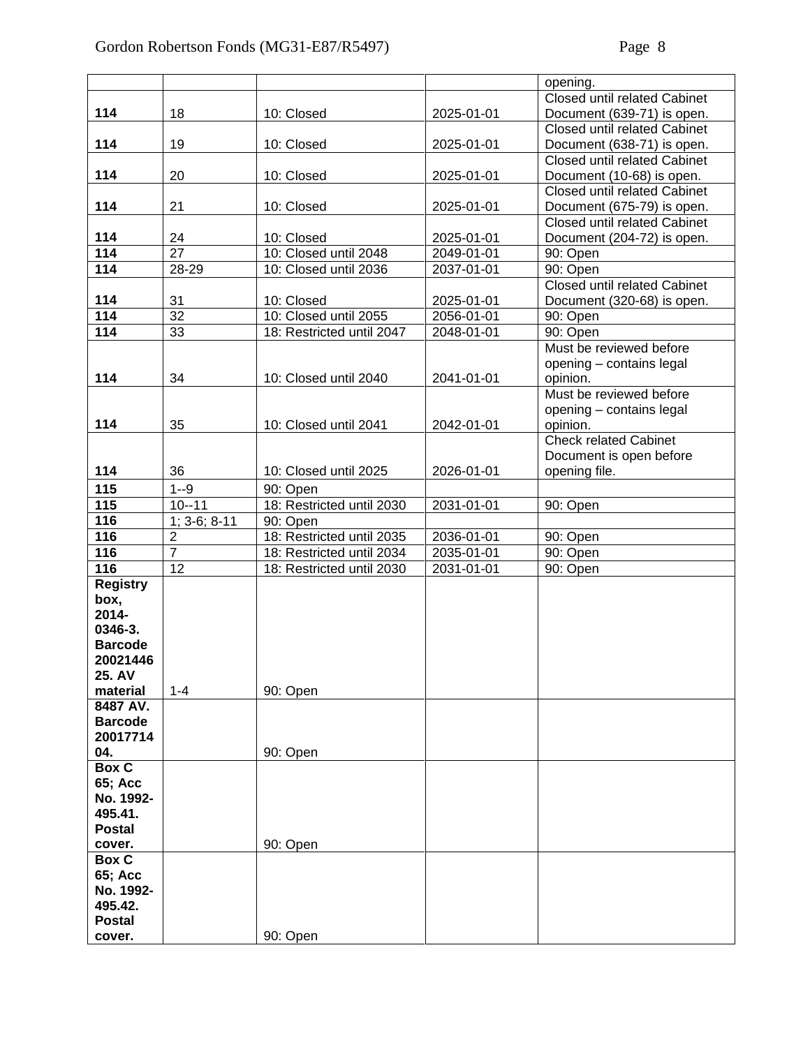| | | | | opening. |
|---|---|---|---|---|
| **114** | 18 | 10: Closed | 2025-01-01 | Closed until related Cabinet Document (639-71) is open. |
| **114** | 19 | 10: Closed | 2025-01-01 | Closed until related Cabinet Document (638-71) is open. |
| **114** | 20 | 10: Closed | 2025-01-01 | Closed until related Cabinet Document (10-68) is open. |
| **114** | 21 | 10: Closed | 2025-01-01 | Closed until related Cabinet Document (675-79) is open. |
| **114** | 24 | 10: Closed | 2025-01-01 | Closed until related Cabinet Document (204-72) is open. |
| **114** | 27 | 10: Closed until 2048 | 2049-01-01 | 90: Open |
| **114** | 28-29 | 10: Closed until 2036 | 2037-01-01 | 90: Open |
| **114** | 31 | 10: Closed | 2025-01-01 | Closed until related Cabinet Document (320-68) is open. |
| **114** | 32 | 10: Closed until 2055 | 2056-01-01 | 90: Open |
| **114** | 33 | 18: Restricted until 2047 | 2048-01-01 | 90: Open |
| **114** | 34 | 10: Closed until 2040 | 2041-01-01 | Must be reviewed before opening – contains legal opinion. |
| **114** | 35 | 10: Closed until 2041 | 2042-01-01 | Must be reviewed before opening – contains legal opinion. |
| **114** | 36 | 10: Closed until 2025 | 2026-01-01 | Check related Cabinet Document is open before opening file. |
| **115** | 1--9 | 90: Open | | |
| **115** | 10--11 | 18: Restricted until 2030 | 2031-01-01 | 90: Open |
| **116** | 1; 3-6; 8-11 | 90: Open | | |
| **116** | 2 | 18: Restricted until 2035 | 2036-01-01 | 90: Open |
| **116** | 7 | 18: Restricted until 2034 | 2035-01-01 | 90: Open |
| **116** | 12 | 18: Restricted until 2030 | 2031-01-01 | 90: Open |
| **Registry box, 2014-0346-3. Barcode 2002144625. AV material** | 1-4 | 90: Open | | |
| **8487 AV. Barcode 2001771404.** | | 90: Open | | |
| **Box C 65; Acc No. 1992-495.41. Postal cover.** | | 90: Open | | |
| **Box C 65; Acc No. 1992-495.42. Postal cover.** | | 90: Open | | |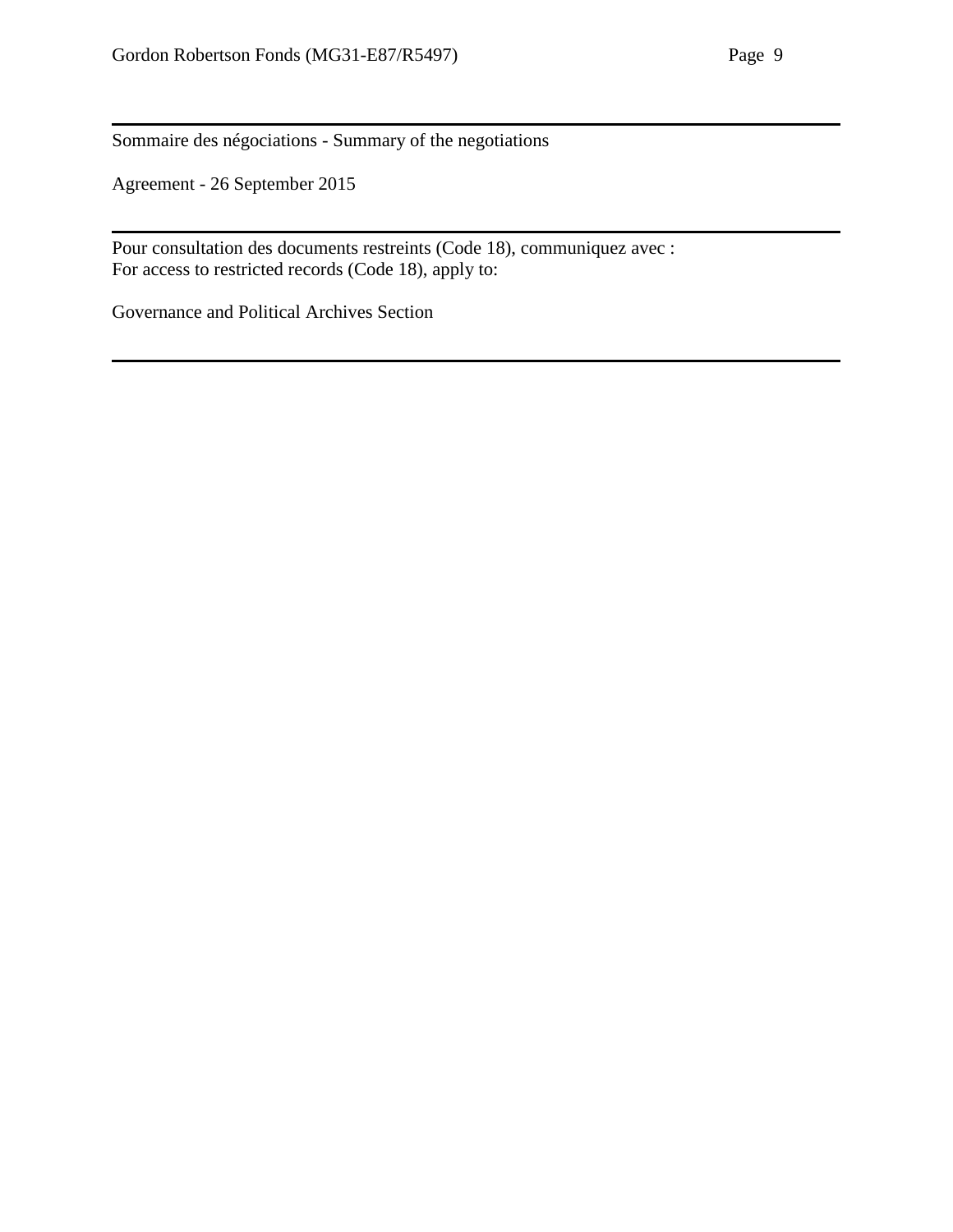Sommaire des négociations - Summary of the negotiations

Agreement - 26 September 2015

---

Pour consultation des documents restreints (Code 18), communiquez avec :
For access to restricted records (Code 18), apply to:

Governance and Political Archives Section

---